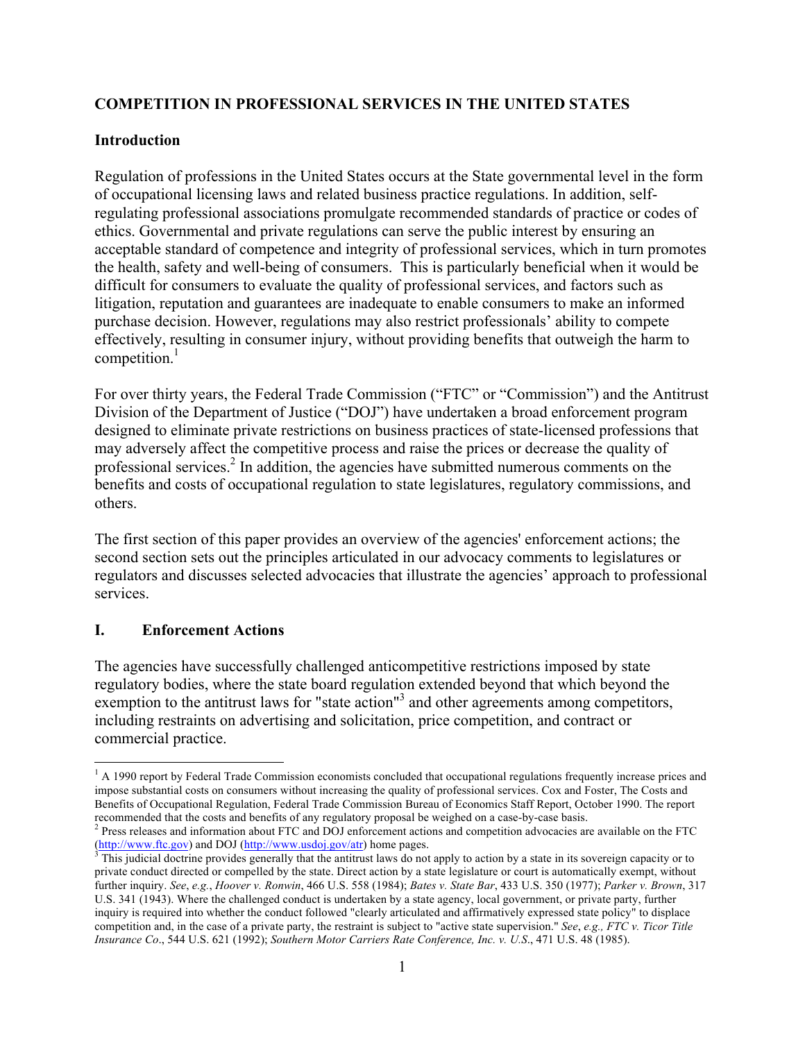## COMPETITION IN PROFESSIONAL SERVICES IN THE UNITED STATES

### Introduction

Regulation of professions in the United States occurs at the State governmental level in the form of occupational licensing laws and related business practice regulations. In addition, self-regulating professional associations promulgate recommended standards of practice or codes of ethics. Governmental and private regulations can serve the public interest by ensuring an acceptable standard of competence and integrity of professional services, which in turn promotes the health, safety and well-being of consumers. This is particularly beneficial when it would be difficult for consumers to evaluate the quality of professional services, and factors such as litigation, reputation and guarantees are inadequate to enable consumers to make an informed purchase decision. However, regulations may also restrict professionals' ability to compete effectively, resulting in consumer injury, without providing benefits that outweigh the harm to competition.[1]

For over thirty years, the Federal Trade Commission ("FTC" or "Commission") and the Antitrust Division of the Department of Justice ("DOJ") have undertaken a broad enforcement program designed to eliminate private restrictions on business practices of state-licensed professions that may adversely affect the competitive process and raise the prices or decrease the quality of professional services.[2] In addition, the agencies have submitted numerous comments on the benefits and costs of occupational regulation to state legislatures, regulatory commissions, and others.

The first section of this paper provides an overview of the agencies' enforcement actions; the second section sets out the principles articulated in our advocacy comments to legislatures or regulators and discusses selected advocacies that illustrate the agencies' approach to professional services.

### I. Enforcement Actions

The agencies have successfully challenged anticompetitive restrictions imposed by state regulatory bodies, where the state board regulation extended beyond that which beyond the exemption to the antitrust laws for "state action"[3] and other agreements among competitors, including restraints on advertising and solicitation, price competition, and contract or commercial practice.

---

[1] A 1990 report by Federal Trade Commission economists concluded that occupational regulations frequently increase prices and impose substantial costs on consumers without increasing the quality of professional services. Cox and Foster, The Costs and Benefits of Occupational Regulation, Federal Trade Commission Bureau of Economics Staff Report, October 1990. The report recommended that the costs and benefits of any regulatory proposal be weighed on a case-by-case basis.

[2] Press releases and information about FTC and DOJ enforcement actions and competition advocacies are available on the FTC (http://www.ftc.gov) and DOJ (http://www.usdoj.gov/atr) home pages.

[3] This judicial doctrine provides generally that the antitrust laws do not apply to action by a state in its sovereign capacity or to private conduct directed or compelled by the state. Direct action by a state legislature or court is automatically exempt, without further inquiry. *See*, *e.g.*, *Hoover v. Ronwin*, 466 U.S. 558 (1984); *Bates v. State Bar*, 433 U.S. 350 (1977); *Parker v. Brown*, 317 U.S. 341 (1943). Where the challenged conduct is undertaken by a state agency, local government, or private party, further inquiry is required into whether the conduct followed "clearly articulated and affirmatively expressed state policy" to displace competition and, in the case of a private party, the restraint is subject to "active state supervision." *See*, *e.g., FTC v. Ticor Title Insurance Co*., 544 U.S. 621 (1992); *Southern Motor Carriers Rate Conference, Inc. v. U.S*., 471 U.S. 48 (1985).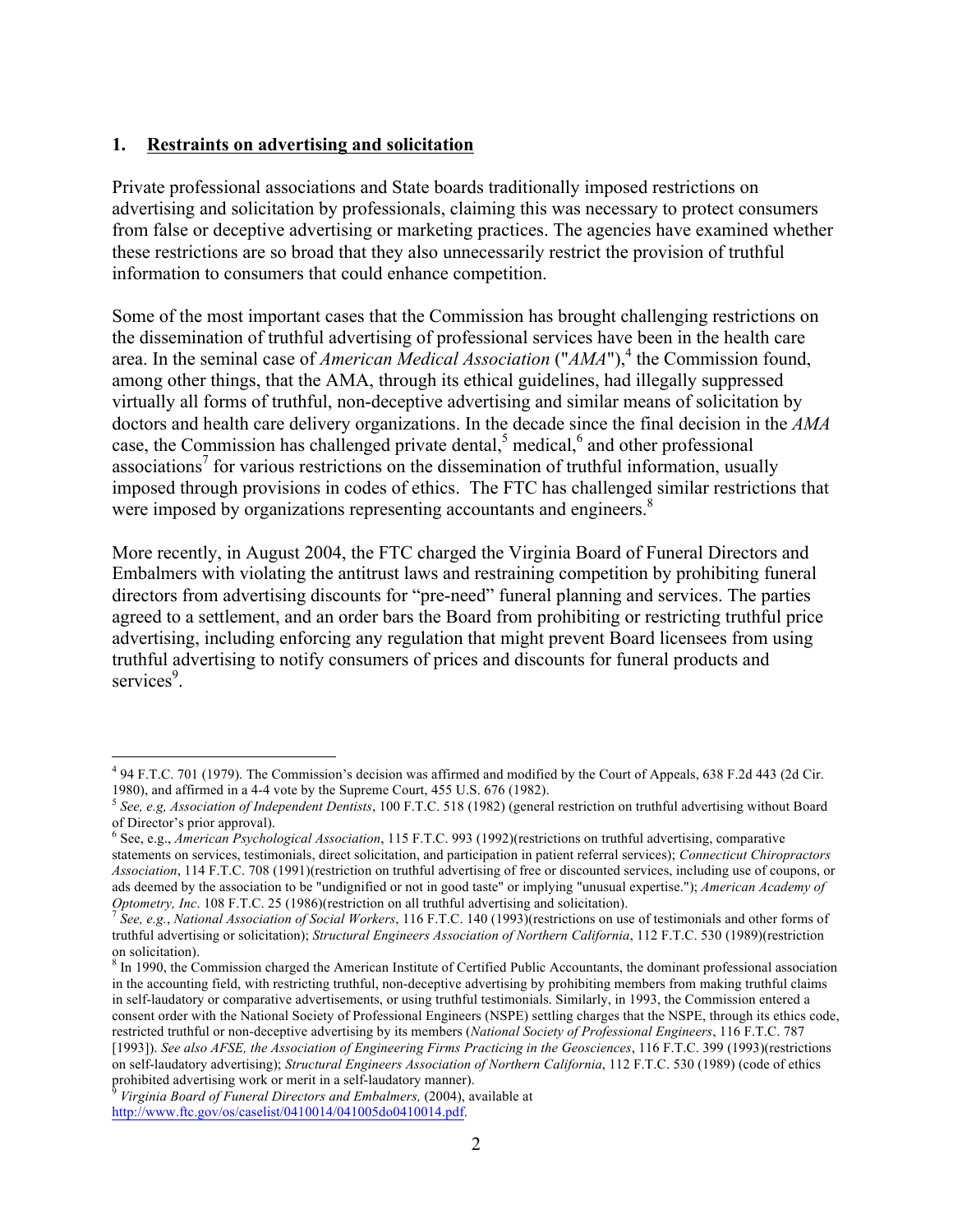## 1. Restraints on advertising and solicitation

Private professional associations and State boards traditionally imposed restrictions on advertising and solicitation by professionals, claiming this was necessary to protect consumers from false or deceptive advertising or marketing practices. The agencies have examined whether these restrictions are so broad that they also unnecessarily restrict the provision of truthful information to consumers that could enhance competition.

Some of the most important cases that the Commission has brought challenging restrictions on the dissemination of truthful advertising of professional services have been in the health care area. In the seminal case of *American Medical Association* ("*AMA*"),[4] the Commission found, among other things, that the AMA, through its ethical guidelines, had illegally suppressed virtually all forms of truthful, non-deceptive advertising and similar means of solicitation by doctors and health care delivery organizations. In the decade since the final decision in the *AMA* case, the Commission has challenged private dental,[5] medical,[6] and other professional associations[7] for various restrictions on the dissemination of truthful information, usually imposed through provisions in codes of ethics. The FTC has challenged similar restrictions that were imposed by organizations representing accountants and engineers.[8]

More recently, in August 2004, the FTC charged the Virginia Board of Funeral Directors and Embalmers with violating the antitrust laws and restraining competition by prohibiting funeral directors from advertising discounts for "pre-need" funeral planning and services. The parties agreed to a settlement, and an order bars the Board from prohibiting or restricting truthful price advertising, including enforcing any regulation that might prevent Board licensees from using truthful advertising to notify consumers of prices and discounts for funeral products and services[9].

---

[4] 94 F.T.C. 701 (1979). The Commission's decision was affirmed and modified by the Court of Appeals, 638 F.2d 443 (2d Cir. 1980), and affirmed in a 4-4 vote by the Supreme Court, 455 U.S. 676 (1982).

[5] *See, e.g, Association of Independent Dentists*, 100 F.T.C. 518 (1982) (general restriction on truthful advertising without Board of Director's prior approval).

[6] See, e.g., *American Psychological Association*, 115 F.T.C. 993 (1992)(restrictions on truthful advertising, comparative statements on services, testimonials, direct solicitation, and participation in patient referral services); *Connecticut Chiropractors Association*, 114 F.T.C. 708 (1991)(restriction on truthful advertising of free or discounted services, including use of coupons, or ads deemed by the association to be "undignified or not in good taste" or implying "unusual expertise."); *American Academy of Optometry, Inc*. 108 F.T.C. 25 (1986)(restriction on all truthful advertising and solicitation).

[7] *See, e.g.*, *National Association of Social Workers*, 116 F.T.C. 140 (1993)(restrictions on use of testimonials and other forms of truthful advertising or solicitation); *Structural Engineers Association of Northern California*, 112 F.T.C. 530 (1989)(restriction on solicitation).

[8] In 1990, the Commission charged the American Institute of Certified Public Accountants, the dominant professional association in the accounting field, with restricting truthful, non-deceptive advertising by prohibiting members from making truthful claims in self-laudatory or comparative advertisements, or using truthful testimonials. Similarly, in 1993, the Commission entered a consent order with the National Society of Professional Engineers (NSPE) settling charges that the NSPE, through its ethics code, restricted truthful or non-deceptive advertising by its members (*National Society of Professional Engineers*, 116 F.T.C. 787 [1993]). *See also AFSE, the Association of Engineering Firms Practicing in the Geosciences*, 116 F.T.C. 399 (1993)(restrictions on self-laudatory advertising); *Structural Engineers Association of Northern California*, 112 F.T.C. 530 (1989) (code of ethics prohibited advertising work or merit in a self-laudatory manner).

[9] *Virginia Board of Funeral Directors and Embalmers,* (2004), available at http://www.ftc.gov/os/caselist/0410014/041005do0410014.pdf.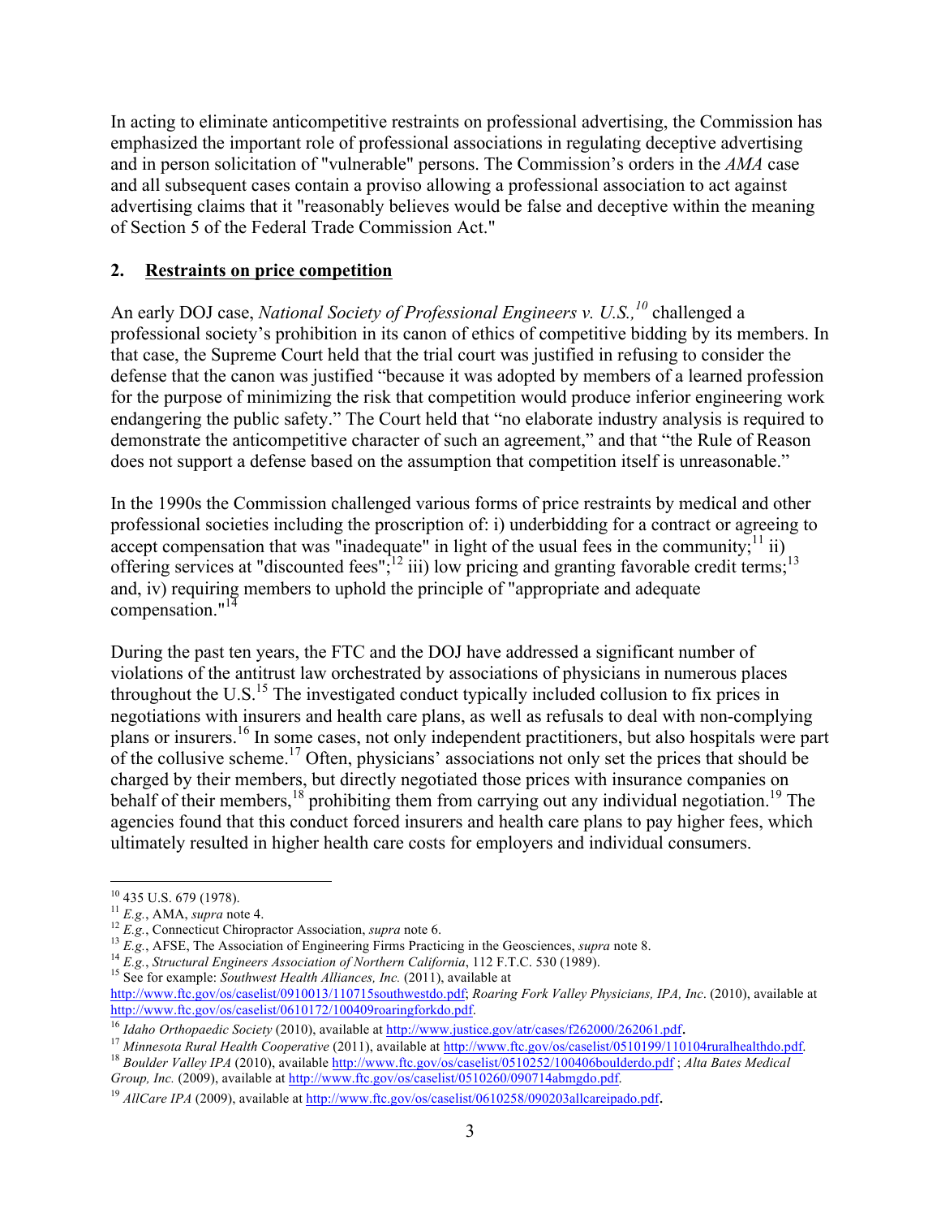In acting to eliminate anticompetitive restraints on professional advertising, the Commission has emphasized the important role of professional associations in regulating deceptive advertising and in person solicitation of "vulnerable" persons. The Commission's orders in the *AMA* case and all subsequent cases contain a proviso allowing a professional association to act against advertising claims that it "reasonably believes would be false and deceptive within the meaning of Section 5 of the Federal Trade Commission Act."

## 2. <u>Restraints on price competition</u>

An early DOJ case, *National Society of Professional Engineers v. U.S.,*[10] challenged a professional society's prohibition in its canon of ethics of competitive bidding by its members. In that case, the Supreme Court held that the trial court was justified in refusing to consider the defense that the canon was justified "because it was adopted by members of a learned profession for the purpose of minimizing the risk that competition would produce inferior engineering work endangering the public safety." The Court held that "no elaborate industry analysis is required to demonstrate the anticompetitive character of such an agreement," and that "the Rule of Reason does not support a defense based on the assumption that competition itself is unreasonable."

In the 1990s the Commission challenged various forms of price restraints by medical and other professional societies including the proscription of: i) underbidding for a contract or agreeing to accept compensation that was "inadequate" in light of the usual fees in the community;[11] ii) offering services at "discounted fees";[12] iii) low pricing and granting favorable credit terms;[13] and, iv) requiring members to uphold the principle of "appropriate and adequate compensation."[14]

During the past ten years, the FTC and the DOJ have addressed a significant number of violations of the antitrust law orchestrated by associations of physicians in numerous places throughout the U.S.[15] The investigated conduct typically included collusion to fix prices in negotiations with insurers and health care plans, as well as refusals to deal with non-complying plans or insurers.[16] In some cases, not only independent practitioners, but also hospitals were part of the collusive scheme.[17] Often, physicians' associations not only set the prices that should be charged by their members, but directly negotiated those prices with insurance companies on behalf of their members,[18] prohibiting them from carrying out any individual negotiation.[19] The agencies found that this conduct forced insurers and health care plans to pay higher fees, which ultimately resulted in higher health care costs for employers and individual consumers.

---

[10] 435 U.S. 679 (1978).

[11] *E.g.*, AMA, *supra* note 4.

[12] *E.g.*, Connecticut Chiropractor Association, *supra* note 6.

[13] *E.g.*, AFSE, The Association of Engineering Firms Practicing in the Geosciences, *supra* note 8.

[14] *E.g.*, *Structural Engineers Association of Northern California*, 112 F.T.C. 530 (1989).

[15] See for example: *Southwest Health Alliances, Inc.* (2011), available at http://www.ftc.gov/os/caselist/0910013/110715southwestdo.pdf; *Roaring Fork Valley Physicians, IPA, Inc*. (2010), available at http://www.ftc.gov/os/caselist/0610172/100409roaringforkdo.pdf.

[16] *Idaho Orthopaedic Society* (2010), available at http://www.justice.gov/atr/cases/f262000/262061.pdf.

[17] *Minnesota Rural Health Cooperative* (2011), available at http://www.ftc.gov/os/caselist/0510199/110104ruralhealthdo.pdf.

[18] *Boulder Valley IPA* (2010), available http://www.ftc.gov/os/caselist/0510252/100406boulderdo.pdf ; *Alta Bates Medical Group, Inc.* (2009), available at http://www.ftc.gov/os/caselist/0510260/090714abmgdo.pdf.

[19] *AllCare IPA* (2009), available at http://www.ftc.gov/os/caselist/0610258/090203allcareipado.pdf.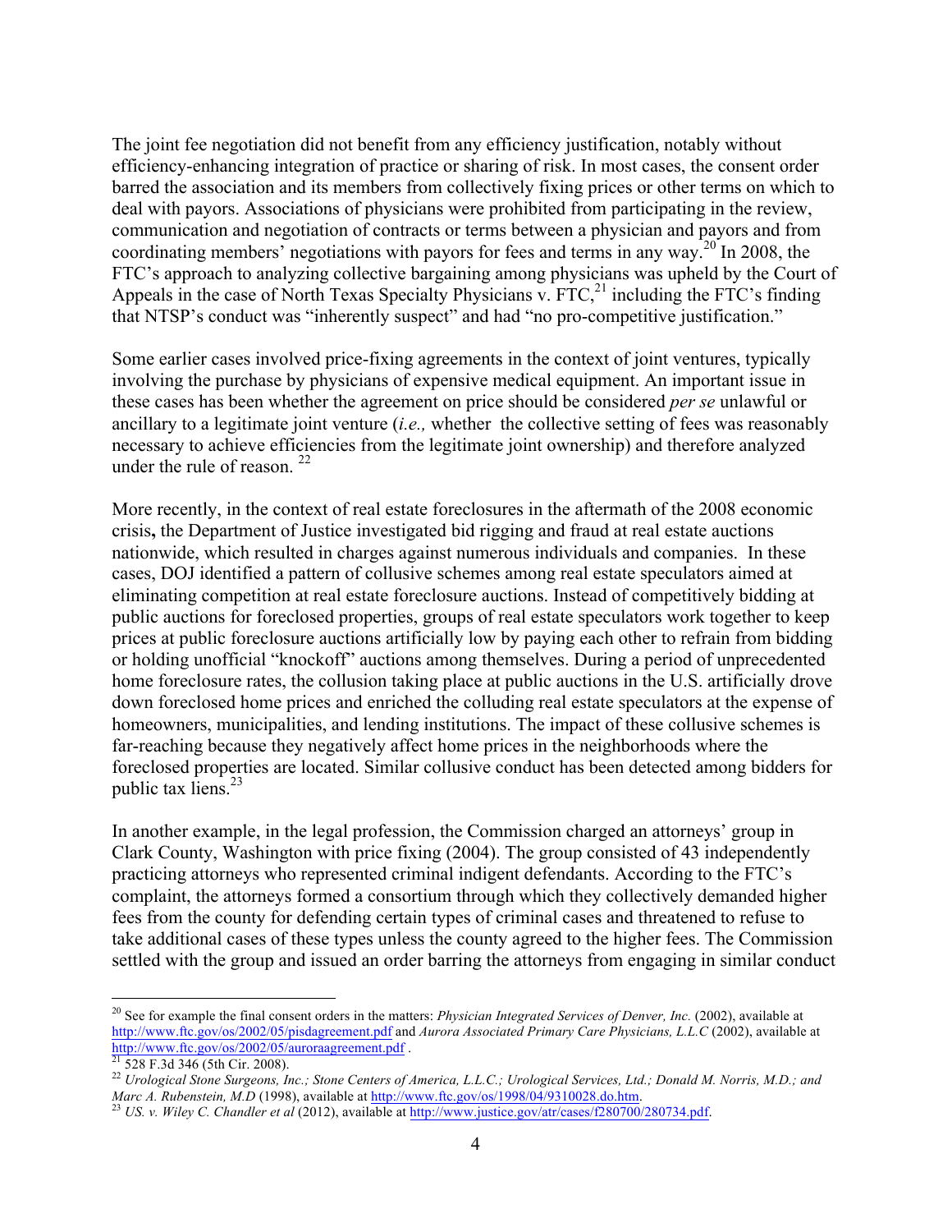The joint fee negotiation did not benefit from any efficiency justification, notably without efficiency-enhancing integration of practice or sharing of risk. In most cases, the consent order barred the association and its members from collectively fixing prices or other terms on which to deal with payors. Associations of physicians were prohibited from participating in the review, communication and negotiation of contracts or terms between a physician and payors and from coordinating members' negotiations with payors for fees and terms in any way.[20] In 2008, the FTC's approach to analyzing collective bargaining among physicians was upheld by the Court of Appeals in the case of North Texas Specialty Physicians v. FTC,[21] including the FTC's finding that NTSP's conduct was "inherently suspect" and had "no pro-competitive justification."

Some earlier cases involved price-fixing agreements in the context of joint ventures, typically involving the purchase by physicians of expensive medical equipment. An important issue in these cases has been whether the agreement on price should be considered *per se* unlawful or ancillary to a legitimate joint venture (*i.e.,* whether the collective setting of fees was reasonably necessary to achieve efficiencies from the legitimate joint ownership) and therefore analyzed under the rule of reason. [22]

More recently, in the context of real estate foreclosures in the aftermath of the 2008 economic crisis**,** the Department of Justice investigated bid rigging and fraud at real estate auctions nationwide, which resulted in charges against numerous individuals and companies. In these cases, DOJ identified a pattern of collusive schemes among real estate speculators aimed at eliminating competition at real estate foreclosure auctions. Instead of competitively bidding at public auctions for foreclosed properties, groups of real estate speculators work together to keep prices at public foreclosure auctions artificially low by paying each other to refrain from bidding or holding unofficial "knockoff" auctions among themselves. During a period of unprecedented home foreclosure rates, the collusion taking place at public auctions in the U.S. artificially drove down foreclosed home prices and enriched the colluding real estate speculators at the expense of homeowners, municipalities, and lending institutions. The impact of these collusive schemes is far-reaching because they negatively affect home prices in the neighborhoods where the foreclosed properties are located. Similar collusive conduct has been detected among bidders for public tax liens.[23]

In another example, in the legal profession, the Commission charged an attorneys' group in Clark County, Washington with price fixing (2004). The group consisted of 43 independently practicing attorneys who represented criminal indigent defendants. According to the FTC's complaint, the attorneys formed a consortium through which they collectively demanded higher fees from the county for defending certain types of criminal cases and threatened to refuse to take additional cases of these types unless the county agreed to the higher fees. The Commission settled with the group and issued an order barring the attorneys from engaging in similar conduct

---

[20] See for example the final consent orders in the matters: *Physician Integrated Services of Denver, Inc.* (2002), available at http://www.ftc.gov/os/2002/05/pisdagreement.pdf and *Aurora Associated Primary Care Physicians, L.L.C* (2002), available at http://www.ftc.gov/os/2002/05/auroraagreement.pdf .

[21] 528 F.3d 346 (5th Cir. 2008).

[22] *Urological Stone Surgeons, Inc.; Stone Centers of America, L.L.C.; Urological Services, Ltd.; Donald M. Norris, M.D.; and Marc A. Rubenstein, M.D* (1998), available at http://www.ftc.gov/os/1998/04/9310028.do.htm.

[23] *US. v. Wiley C. Chandler et al* (2012), available at http://www.justice.gov/atr/cases/f280700/280734.pdf.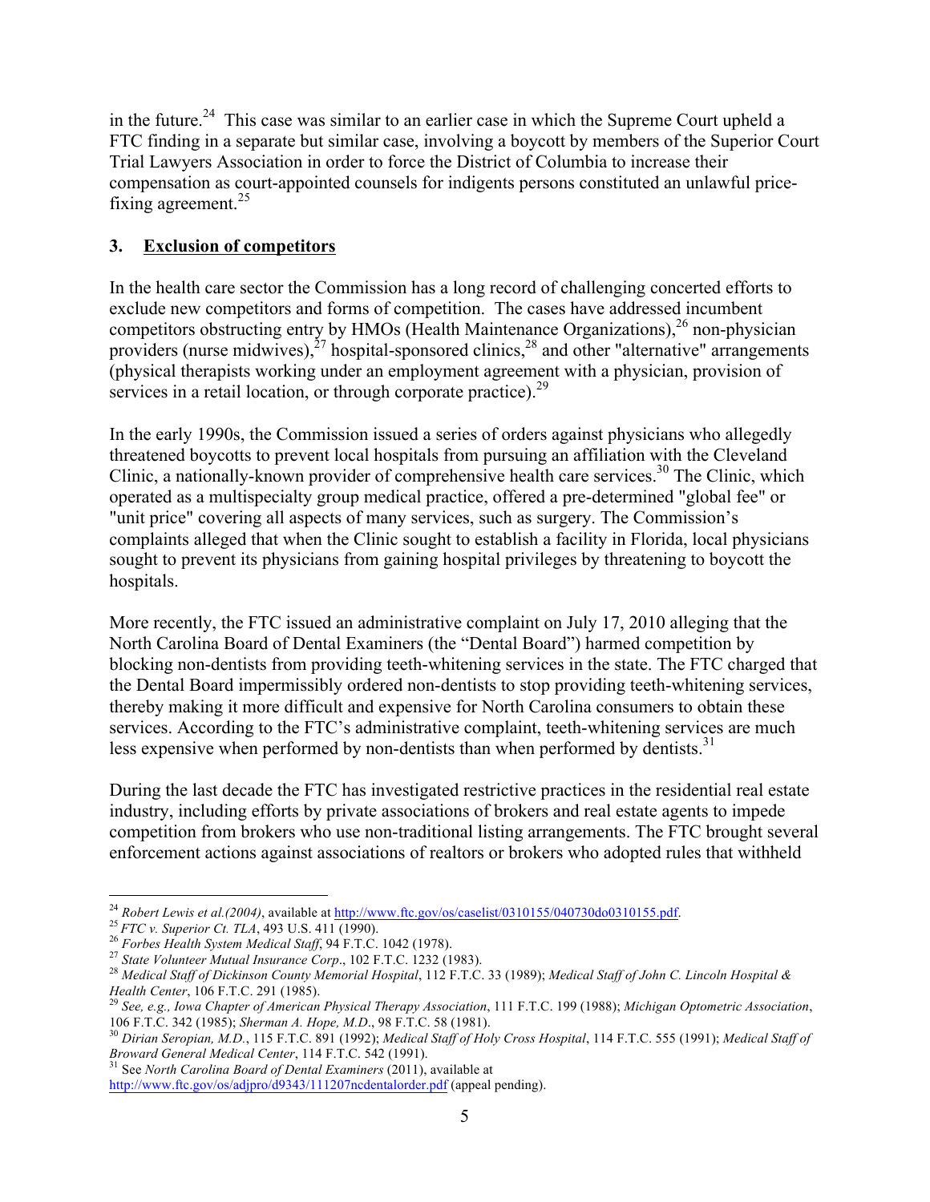in the future.[24] This case was similar to an earlier case in which the Supreme Court upheld a FTC finding in a separate but similar case, involving a boycott by members of the Superior Court Trial Lawyers Association in order to force the District of Columbia to increase their compensation as court-appointed counsels for indigents persons constituted an unlawful price-fixing agreement.[25]

### 3. Exclusion of competitors

In the health care sector the Commission has a long record of challenging concerted efforts to exclude new competitors and forms of competition. The cases have addressed incumbent competitors obstructing entry by HMOs (Health Maintenance Organizations),[26] non-physician providers (nurse midwives),[27] hospital-sponsored clinics,[28] and other "alternative" arrangements (physical therapists working under an employment agreement with a physician, provision of services in a retail location, or through corporate practice).[29]

In the early 1990s, the Commission issued a series of orders against physicians who allegedly threatened boycotts to prevent local hospitals from pursuing an affiliation with the Cleveland Clinic, a nationally-known provider of comprehensive health care services.[30] The Clinic, which operated as a multispecialty group medical practice, offered a pre-determined "global fee" or "unit price" covering all aspects of many services, such as surgery. The Commission's complaints alleged that when the Clinic sought to establish a facility in Florida, local physicians sought to prevent its physicians from gaining hospital privileges by threatening to boycott the hospitals.

More recently, the FTC issued an administrative complaint on July 17, 2010 alleging that the North Carolina Board of Dental Examiners (the "Dental Board") harmed competition by blocking non-dentists from providing teeth-whitening services in the state. The FTC charged that the Dental Board impermissibly ordered non-dentists to stop providing teeth-whitening services, thereby making it more difficult and expensive for North Carolina consumers to obtain these services. According to the FTC's administrative complaint, teeth-whitening services are much less expensive when performed by non-dentists than when performed by dentists.[31]

During the last decade the FTC has investigated restrictive practices in the residential real estate industry, including efforts by private associations of brokers and real estate agents to impede competition from brokers who use non-traditional listing arrangements. The FTC brought several enforcement actions against associations of realtors or brokers who adopted rules that withheld

---

[24] *Robert Lewis et al.(2004)*, available at http://www.ftc.gov/os/caselist/0310155/040730do0310155.pdf.

[25] *FTC v. Superior Ct. TLA*, 493 U.S. 411 (1990).

[26] *Forbes Health System Medical Staff*, 94 F.T.C. 1042 (1978).

[27] *State Volunteer Mutual Insurance Corp*., 102 F.T.C. 1232 (1983).

[28] *Medical Staff of Dickinson County Memorial Hospital*, 112 F.T.C. 33 (1989); *Medical Staff of John C. Lincoln Hospital & Health Center*, 106 F.T.C. 291 (1985).

[29] *See, e.g., Iowa Chapter of American Physical Therapy Association*, 111 F.T.C. 199 (1988); *Michigan Optometric Association*, 106 F.T.C. 342 (1985); *Sherman A. Hope, M.D*., 98 F.T.C. 58 (1981).

[30] *Dirian Seropian, M.D.*, 115 F.T.C. 891 (1992); *Medical Staff of Holy Cross Hospital*, 114 F.T.C. 555 (1991); *Medical Staff of Broward General Medical Center*, 114 F.T.C. 542 (1991).

[31] See *North Carolina Board of Dental Examiners* (2011), available at http://www.ftc.gov/os/adjpro/d9343/111207ncdentalorder.pdf (appeal pending).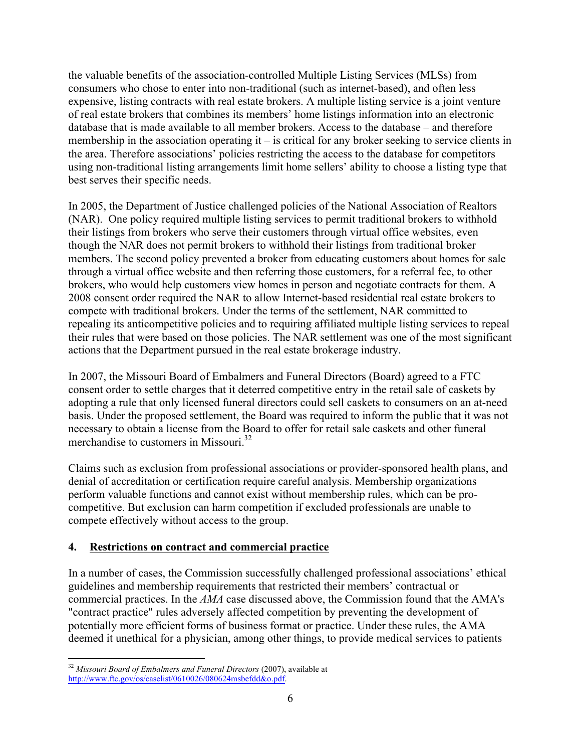the valuable benefits of the association-controlled Multiple Listing Services (MLSs) from consumers who chose to enter into non-traditional (such as internet-based), and often less expensive, listing contracts with real estate brokers. A multiple listing service is a joint venture of real estate brokers that combines its members' home listings information into an electronic database that is made available to all member brokers. Access to the database – and therefore membership in the association operating it – is critical for any broker seeking to service clients in the area. Therefore associations' policies restricting the access to the database for competitors using non-traditional listing arrangements limit home sellers' ability to choose a listing type that best serves their specific needs.

In 2005, the Department of Justice challenged policies of the National Association of Realtors (NAR). One policy required multiple listing services to permit traditional brokers to withhold their listings from brokers who serve their customers through virtual office websites, even though the NAR does not permit brokers to withhold their listings from traditional broker members. The second policy prevented a broker from educating customers about homes for sale through a virtual office website and then referring those customers, for a referral fee, to other brokers, who would help customers view homes in person and negotiate contracts for them. A 2008 consent order required the NAR to allow Internet-based residential real estate brokers to compete with traditional brokers. Under the terms of the settlement, NAR committed to repealing its anticompetitive policies and to requiring affiliated multiple listing services to repeal their rules that were based on those policies. The NAR settlement was one of the most significant actions that the Department pursued in the real estate brokerage industry.

In 2007, the Missouri Board of Embalmers and Funeral Directors (Board) agreed to a FTC consent order to settle charges that it deterred competitive entry in the retail sale of caskets by adopting a rule that only licensed funeral directors could sell caskets to consumers on an at-need basis. Under the proposed settlement, the Board was required to inform the public that it was not necessary to obtain a license from the Board to offer for retail sale caskets and other funeral merchandise to customers in Missouri.[32]

Claims such as exclusion from professional associations or provider-sponsored health plans, and denial of accreditation or certification require careful analysis. Membership organizations perform valuable functions and cannot exist without membership rules, which can be pro-competitive. But exclusion can harm competition if excluded professionals are unable to compete effectively without access to the group.

### 4. Restrictions on contract and commercial practice

In a number of cases, the Commission successfully challenged professional associations' ethical guidelines and membership requirements that restricted their members' contractual or commercial practices. In the *AMA* case discussed above, the Commission found that the AMA's "contract practice" rules adversely affected competition by preventing the development of potentially more efficient forms of business format or practice. Under these rules, the AMA deemed it unethical for a physician, among other things, to provide medical services to patients

---

[32] *Missouri Board of Embalmers and Funeral Directors* (2007), available at http://www.ftc.gov/os/caselist/0610026/080624msbefdd&o.pdf.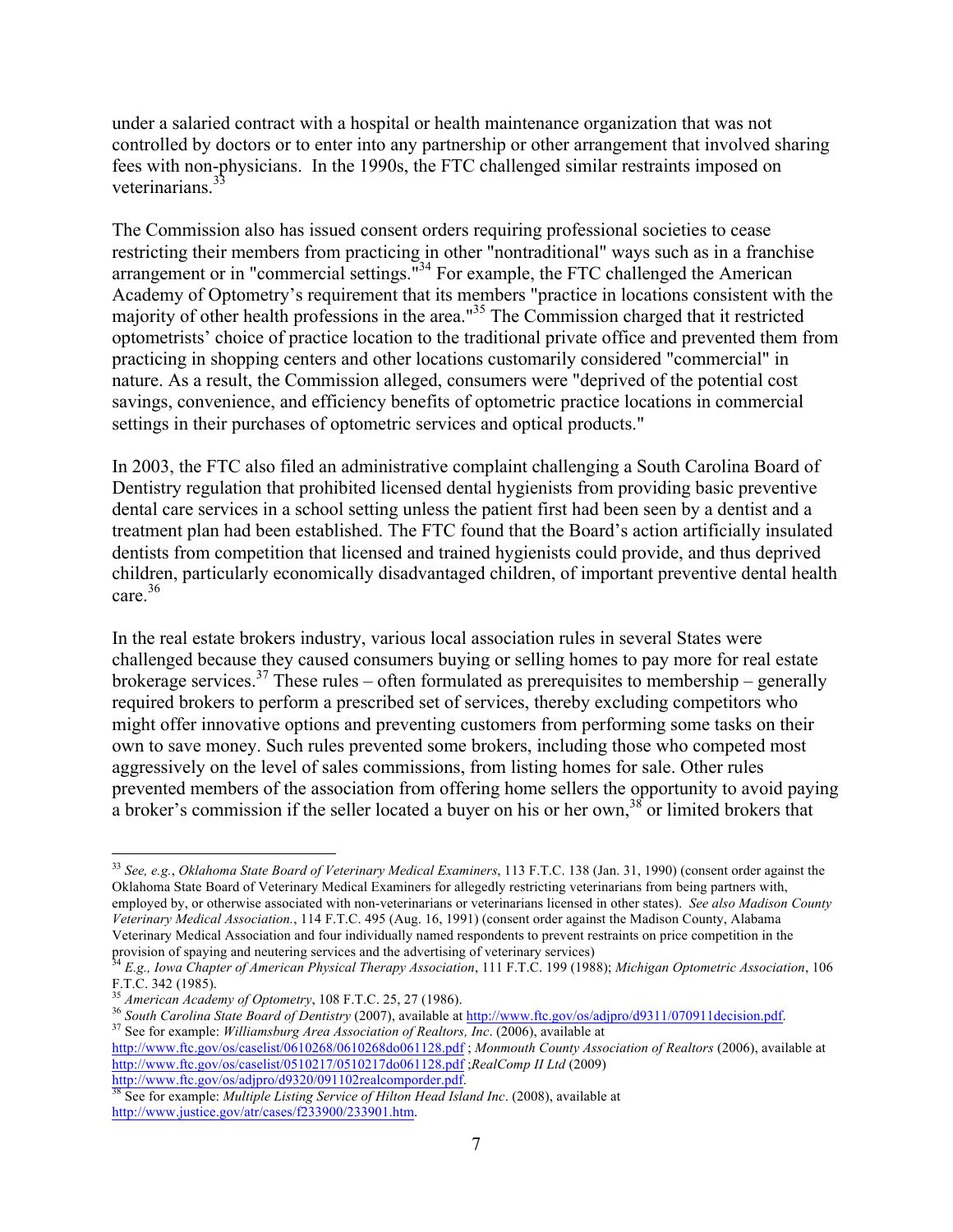under a salaried contract with a hospital or health maintenance organization that was not controlled by doctors or to enter into any partnership or other arrangement that involved sharing fees with non-physicians. In the 1990s, the FTC challenged similar restraints imposed on veterinarians.[33]

The Commission also has issued consent orders requiring professional societies to cease restricting their members from practicing in other "nontraditional" ways such as in a franchise arrangement or in "commercial settings."[34] For example, the FTC challenged the American Academy of Optometry's requirement that its members "practice in locations consistent with the majority of other health professions in the area."[35] The Commission charged that it restricted optometrists' choice of practice location to the traditional private office and prevented them from practicing in shopping centers and other locations customarily considered "commercial" in nature. As a result, the Commission alleged, consumers were "deprived of the potential cost savings, convenience, and efficiency benefits of optometric practice locations in commercial settings in their purchases of optometric services and optical products."

In 2003, the FTC also filed an administrative complaint challenging a South Carolina Board of Dentistry regulation that prohibited licensed dental hygienists from providing basic preventive dental care services in a school setting unless the patient first had been seen by a dentist and a treatment plan had been established. The FTC found that the Board's action artificially insulated dentists from competition that licensed and trained hygienists could provide, and thus deprived children, particularly economically disadvantaged children, of important preventive dental health care.[36]

In the real estate brokers industry, various local association rules in several States were challenged because they caused consumers buying or selling homes to pay more for real estate brokerage services.[37] These rules – often formulated as prerequisites to membership – generally required brokers to perform a prescribed set of services, thereby excluding competitors who might offer innovative options and preventing customers from performing some tasks on their own to save money. Such rules prevented some brokers, including those who competed most aggressively on the level of sales commissions, from listing homes for sale. Other rules prevented members of the association from offering home sellers the opportunity to avoid paying a broker's commission if the seller located a buyer on his or her own,[38] or limited brokers that

---

[33] *See, e.g.*, *Oklahoma State Board of Veterinary Medical Examiners*, 113 F.T.C. 138 (Jan. 31, 1990) (consent order against the Oklahoma State Board of Veterinary Medical Examiners for allegedly restricting veterinarians from being partners with, employed by, or otherwise associated with non-veterinarians or veterinarians licensed in other states). *See also Madison County Veterinary Medical Association.*, 114 F.T.C. 495 (Aug. 16, 1991) (consent order against the Madison County, Alabama Veterinary Medical Association and four individually named respondents to prevent restraints on price competition in the provision of spaying and neutering services and the advertising of veterinary services)

[34] *E.g., Iowa Chapter of American Physical Therapy Association*, 111 F.T.C. 199 (1988); *Michigan Optometric Association*, 106 F.T.C. 342 (1985).

[35] *American Academy of Optometry*, 108 F.T.C. 25, 27 (1986).

[36] *South Carolina State Board of Dentistry* (2007), available at http://www.ftc.gov/os/adjpro/d9311/070911decision.pdf.

[37] See for example: *Williamsburg Area Association of Realtors, Inc*. (2006), available at http://www.ftc.gov/os/caselist/0610268/0610268do061128.pdf ; *Monmouth County Association of Realtors* (2006), available at http://www.ftc.gov/os/caselist/0510217/0510217do061128.pdf ;*RealComp II Ltd* (2009) http://www.ftc.gov/os/adjpro/d9320/091102realcomporder.pdf.

[38] See for example: *Multiple Listing Service of Hilton Head Island Inc*. (2008), available at http://www.justice.gov/atr/cases/f233900/233901.htm.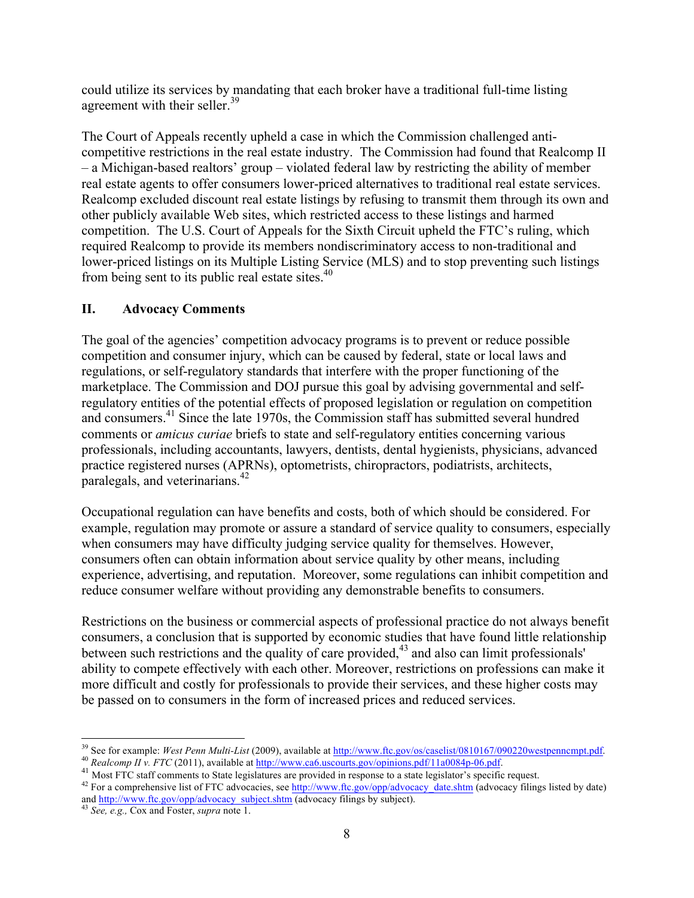could utilize its services by mandating that each broker have a traditional full-time listing agreement with their seller.[39]

The Court of Appeals recently upheld a case in which the Commission challenged anti-competitive restrictions in the real estate industry. The Commission had found that Realcomp II – a Michigan-based realtors' group – violated federal law by restricting the ability of member real estate agents to offer consumers lower-priced alternatives to traditional real estate services. Realcomp excluded discount real estate listings by refusing to transmit them through its own and other publicly available Web sites, which restricted access to these listings and harmed competition. The U.S. Court of Appeals for the Sixth Circuit upheld the FTC's ruling, which required Realcomp to provide its members nondiscriminatory access to non-traditional and lower-priced listings on its Multiple Listing Service (MLS) and to stop preventing such listings from being sent to its public real estate sites.[40]

## II. Advocacy Comments

The goal of the agencies' competition advocacy programs is to prevent or reduce possible competition and consumer injury, which can be caused by federal, state or local laws and regulations, or self-regulatory standards that interfere with the proper functioning of the marketplace. The Commission and DOJ pursue this goal by advising governmental and self-regulatory entities of the potential effects of proposed legislation or regulation on competition and consumers.[41] Since the late 1970s, the Commission staff has submitted several hundred comments or *amicus curiae* briefs to state and self-regulatory entities concerning various professionals, including accountants, lawyers, dentists, dental hygienists, physicians, advanced practice registered nurses (APRNs), optometrists, chiropractors, podiatrists, architects, paralegals, and veterinarians.[42]

Occupational regulation can have benefits and costs, both of which should be considered. For example, regulation may promote or assure a standard of service quality to consumers, especially when consumers may have difficulty judging service quality for themselves. However, consumers often can obtain information about service quality by other means, including experience, advertising, and reputation. Moreover, some regulations can inhibit competition and reduce consumer welfare without providing any demonstrable benefits to consumers.

Restrictions on the business or commercial aspects of professional practice do not always benefit consumers, a conclusion that is supported by economic studies that have found little relationship between such restrictions and the quality of care provided,[43] and also can limit professionals' ability to compete effectively with each other. Moreover, restrictions on professions can make it more difficult and costly for professionals to provide their services, and these higher costs may be passed on to consumers in the form of increased prices and reduced services.

---

[39] See for example: *West Penn Multi-List* (2009), available at http://www.ftc.gov/os/caselist/0810167/090220westpenncmpt.pdf.

[40] *Realcomp II v. FTC* (2011), available at http://www.ca6.uscourts.gov/opinions.pdf/11a0084p-06.pdf.

[41] Most FTC staff comments to State legislatures are provided in response to a state legislator's specific request.

[42] For a comprehensive list of FTC advocacies, see http://www.ftc.gov/opp/advocacy_date.shtm (advocacy filings listed by date) and http://www.ftc.gov/opp/advocacy_subject.shtm (advocacy filings by subject).

[43] *See, e.g.,* Cox and Foster, *supra* note 1.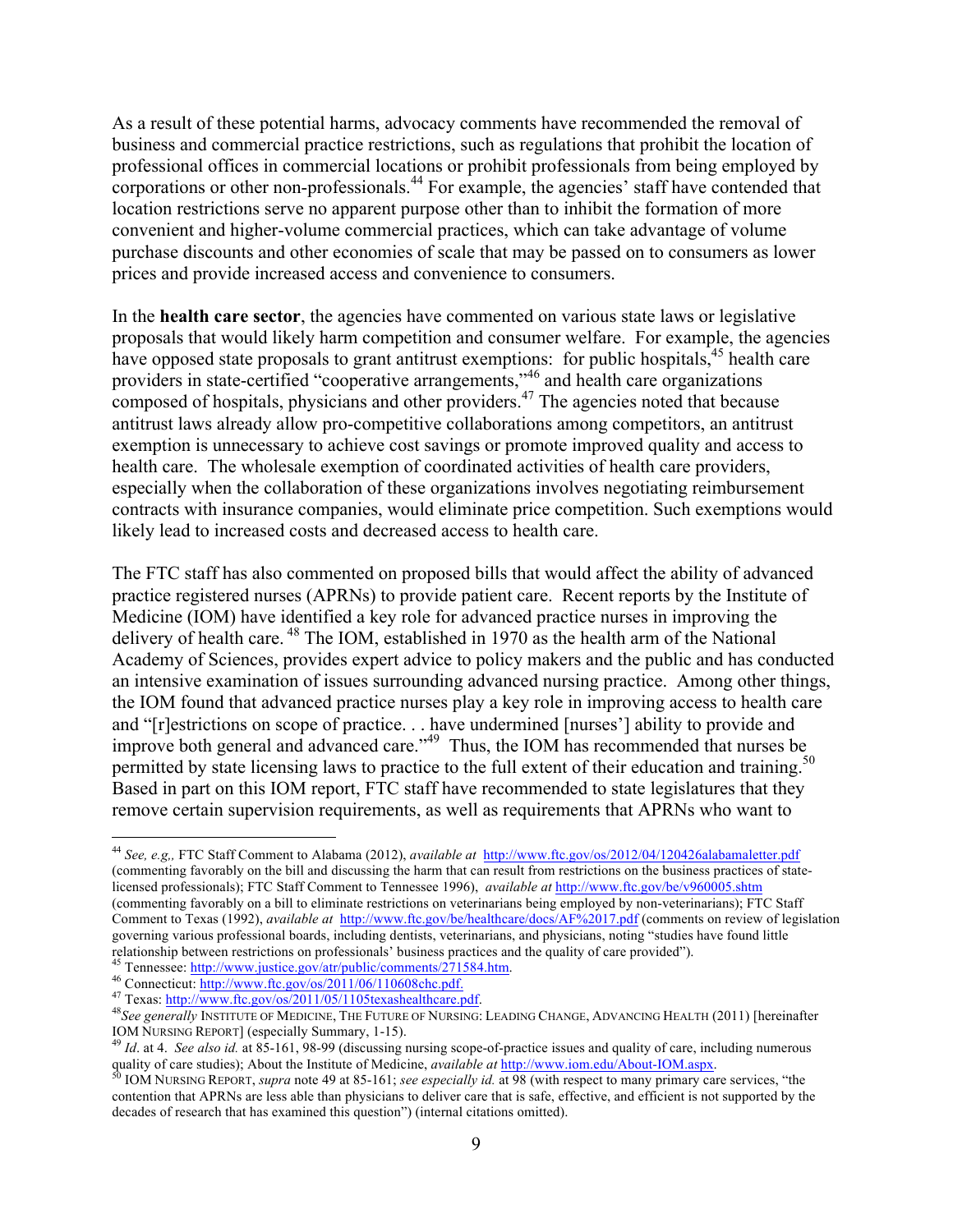As a result of these potential harms, advocacy comments have recommended the removal of business and commercial practice restrictions, such as regulations that prohibit the location of professional offices in commercial locations or prohibit professionals from being employed by corporations or other non-professionals.[44] For example, the agencies' staff have contended that location restrictions serve no apparent purpose other than to inhibit the formation of more convenient and higher-volume commercial practices, which can take advantage of volume purchase discounts and other economies of scale that may be passed on to consumers as lower prices and provide increased access and convenience to consumers.

In the **health care sector**, the agencies have commented on various state laws or legislative proposals that would likely harm competition and consumer welfare. For example, the agencies have opposed state proposals to grant antitrust exemptions: for public hospitals,[45] health care providers in state-certified "cooperative arrangements,"[46] and health care organizations composed of hospitals, physicians and other providers.[47] The agencies noted that because antitrust laws already allow pro-competitive collaborations among competitors, an antitrust exemption is unnecessary to achieve cost savings or promote improved quality and access to health care. The wholesale exemption of coordinated activities of health care providers, especially when the collaboration of these organizations involves negotiating reimbursement contracts with insurance companies, would eliminate price competition. Such exemptions would likely lead to increased costs and decreased access to health care.

The FTC staff has also commented on proposed bills that would affect the ability of advanced practice registered nurses (APRNs) to provide patient care. Recent reports by the Institute of Medicine (IOM) have identified a key role for advanced practice nurses in improving the delivery of health care.[48] The IOM, established in 1970 as the health arm of the National Academy of Sciences, provides expert advice to policy makers and the public and has conducted an intensive examination of issues surrounding advanced nursing practice. Among other things, the IOM found that advanced practice nurses play a key role in improving access to health care and "[r]estrictions on scope of practice. . . have undermined [nurses'] ability to provide and improve both general and advanced care."[49] Thus, the IOM has recommended that nurses be permitted by state licensing laws to practice to the full extent of their education and training.[50] Based in part on this IOM report, FTC staff have recommended to state legislatures that they remove certain supervision requirements, as well as requirements that APRNs who want to

---

[44] *See, e.g.,* FTC Staff Comment to Alabama (2012), *available at* http://www.ftc.gov/os/2012/04/120426alabamaletter.pdf (commenting favorably on the bill and discussing the harm that can result from restrictions on the business practices of state-licensed professionals); FTC Staff Comment to Tennessee 1996), *available at* http://www.ftc.gov/be/v960005.shtm (commenting favorably on a bill to eliminate restrictions on veterinarians being employed by non-veterinarians); FTC Staff Comment to Texas (1992), *available at* http://www.ftc.gov/be/healthcare/docs/AF%2017.pdf (comments on review of legislation governing various professional boards, including dentists, veterinarians, and physicians, noting "studies have found little relationship between restrictions on professionals' business practices and the quality of care provided").

[45] Tennessee: http://www.justice.gov/atr/public/comments/271584.htm.

[46] Connecticut: http://www.ftc.gov/os/2011/06/110608chc.pdf.

[47] Texas: http://www.ftc.gov/os/2011/05/1105texashealthcare.pdf.

[48] *See generally* INSTITUTE OF MEDICINE, THE FUTURE OF NURSING: LEADING CHANGE, ADVANCING HEALTH (2011) [hereinafter IOM NURSING REPORT] (especially Summary, 1-15).

[49] *Id*. at 4. *See also id.* at 85-161, 98-99 (discussing nursing scope-of-practice issues and quality of care, including numerous quality of care studies); About the Institute of Medicine, *available at* http://www.iom.edu/About-IOM.aspx.

[50] IOM NURSING REPORT, *supra* note 49 at 85-161; *see especially id.* at 98 (with respect to many primary care services, "the contention that APRNs are less able than physicians to deliver care that is safe, effective, and efficient is not supported by the decades of research that has examined this question") (internal citations omitted).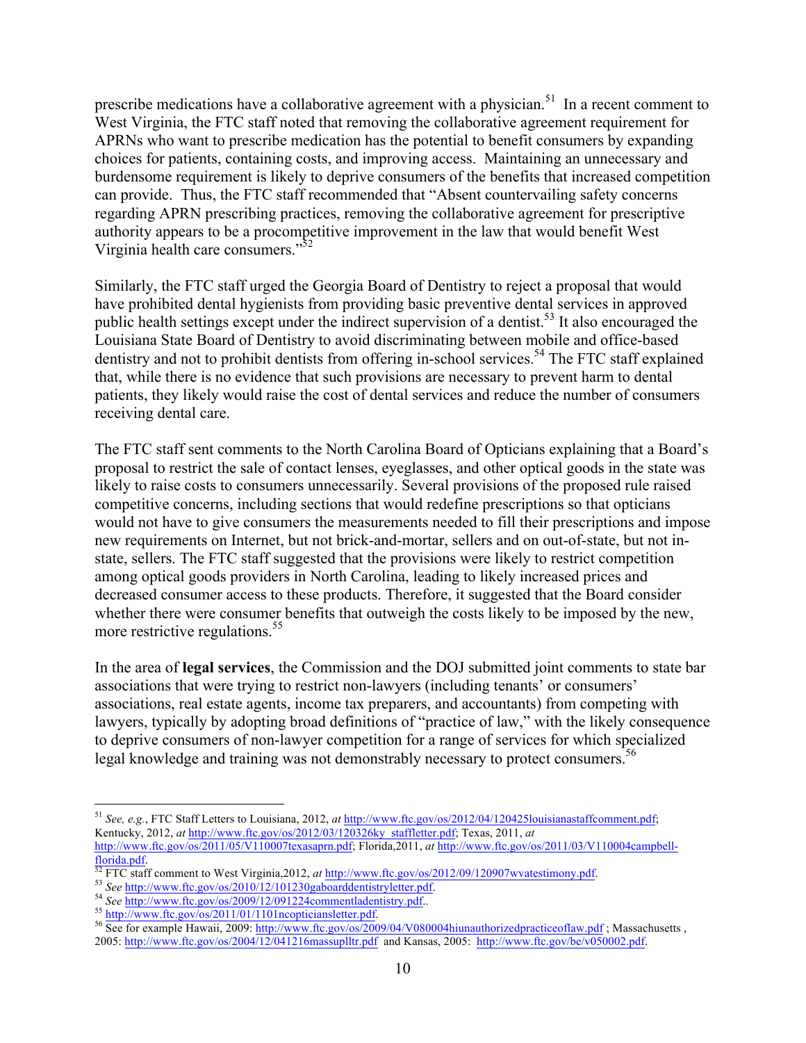prescribe medications have a collaborative agreement with a physician.[51] In a recent comment to West Virginia, the FTC staff noted that removing the collaborative agreement requirement for APRNs who want to prescribe medication has the potential to benefit consumers by expanding choices for patients, containing costs, and improving access. Maintaining an unnecessary and burdensome requirement is likely to deprive consumers of the benefits that increased competition can provide. Thus, the FTC staff recommended that "Absent countervailing safety concerns regarding APRN prescribing practices, removing the collaborative agreement for prescriptive authority appears to be a procompetitive improvement in the law that would benefit West Virginia health care consumers."[52]

Similarly, the FTC staff urged the Georgia Board of Dentistry to reject a proposal that would have prohibited dental hygienists from providing basic preventive dental services in approved public health settings except under the indirect supervision of a dentist.[53] It also encouraged the Louisiana State Board of Dentistry to avoid discriminating between mobile and office-based dentistry and not to prohibit dentists from offering in-school services.[54] The FTC staff explained that, while there is no evidence that such provisions are necessary to prevent harm to dental patients, they likely would raise the cost of dental services and reduce the number of consumers receiving dental care.

The FTC staff sent comments to the North Carolina Board of Opticians explaining that a Board's proposal to restrict the sale of contact lenses, eyeglasses, and other optical goods in the state was likely to raise costs to consumers unnecessarily. Several provisions of the proposed rule raised competitive concerns, including sections that would redefine prescriptions so that opticians would not have to give consumers the measurements needed to fill their prescriptions and impose new requirements on Internet, but not brick-and-mortar, sellers and on out-of-state, but not in-state, sellers. The FTC staff suggested that the provisions were likely to restrict competition among optical goods providers in North Carolina, leading to likely increased prices and decreased consumer access to these products. Therefore, it suggested that the Board consider whether there were consumer benefits that outweigh the costs likely to be imposed by the new, more restrictive regulations.[55]

In the area of **legal services**, the Commission and the DOJ submitted joint comments to state bar associations that were trying to restrict non-lawyers (including tenants' or consumers' associations, real estate agents, income tax preparers, and accountants) from competing with lawyers, typically by adopting broad definitions of "practice of law," with the likely consequence to deprive consumers of non-lawyer competition for a range of services for which specialized legal knowledge and training was not demonstrably necessary to protect consumers.[56]

---

[51] *See, e.g.*, FTC Staff Letters to Louisiana, 2012, *at* http://www.ftc.gov/os/2012/04/120425louisianastaffcomment.pdf; Kentucky, 2012, *at* http://www.ftc.gov/os/2012/03/120326ky_staffletter.pdf; Texas, 2011, *at* http://www.ftc.gov/os/2011/05/V110007texasaprn.pdf; Florida,2011, *at* http://www.ftc.gov/os/2011/03/V110004campbell-florida.pdf.

[52] FTC staff comment to West Virginia,2012, *at* http://www.ftc.gov/os/2012/09/120907wvatestimony.pdf.

[53] *See* http://www.ftc.gov/os/2010/12/101230gaboarddentistryletter.pdf.

[54] *See* http://www.ftc.gov/os/2009/12/091224commentladentistry.pdf..

[55] http://www.ftc.gov/os/2011/01/1101ncopticiansletter.pdf.

[56] See for example Hawaii, 2009: http://www.ftc.gov/os/2009/04/V080004hiunauthorizedpracticeoflaw.pdf ; Massachusetts , 2005: http://www.ftc.gov/os/2004/12/041216massuplltr.pdf and Kansas, 2005: http://www.ftc.gov/be/v050002.pdf.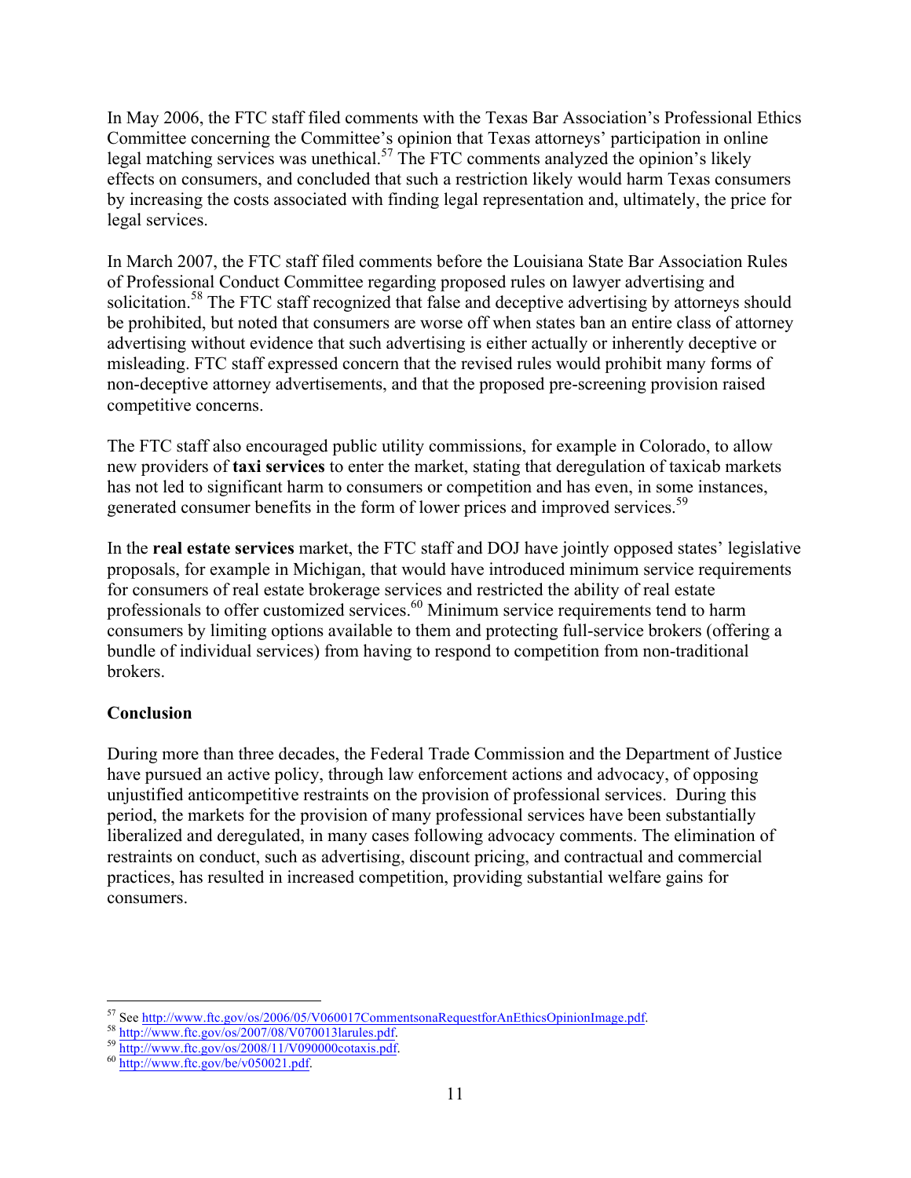In May 2006, the FTC staff filed comments with the Texas Bar Association's Professional Ethics Committee concerning the Committee's opinion that Texas attorneys' participation in online legal matching services was unethical.[57] The FTC comments analyzed the opinion's likely effects on consumers, and concluded that such a restriction likely would harm Texas consumers by increasing the costs associated with finding legal representation and, ultimately, the price for legal services.

In March 2007, the FTC staff filed comments before the Louisiana State Bar Association Rules of Professional Conduct Committee regarding proposed rules on lawyer advertising and solicitation.[58] The FTC staff recognized that false and deceptive advertising by attorneys should be prohibited, but noted that consumers are worse off when states ban an entire class of attorney advertising without evidence that such advertising is either actually or inherently deceptive or misleading. FTC staff expressed concern that the revised rules would prohibit many forms of non-deceptive attorney advertisements, and that the proposed pre-screening provision raised competitive concerns.

The FTC staff also encouraged public utility commissions, for example in Colorado, to allow new providers of **taxi services** to enter the market, stating that deregulation of taxicab markets has not led to significant harm to consumers or competition and has even, in some instances, generated consumer benefits in the form of lower prices and improved services.[59]

In the **real estate services** market, the FTC staff and DOJ have jointly opposed states' legislative proposals, for example in Michigan, that would have introduced minimum service requirements for consumers of real estate brokerage services and restricted the ability of real estate professionals to offer customized services.[60] Minimum service requirements tend to harm consumers by limiting options available to them and protecting full-service brokers (offering a bundle of individual services) from having to respond to competition from non-traditional brokers.

**Conclusion**

During more than three decades, the Federal Trade Commission and the Department of Justice have pursued an active policy, through law enforcement actions and advocacy, of opposing unjustified anticompetitive restraints on the provision of professional services. During this period, the markets for the provision of many professional services have been substantially liberalized and deregulated, in many cases following advocacy comments. The elimination of restraints on conduct, such as advertising, discount pricing, and contractual and commercial practices, has resulted in increased competition, providing substantial welfare gains for consumers.

---

[57] See http://www.ftc.gov/os/2006/05/V060017CommentsonaRequestforAnEthicsOpinionImage.pdf.

[58] http://www.ftc.gov/os/2007/08/V070013larules.pdf.

[59] http://www.ftc.gov/os/2008/11/V090000cotaxis.pdf.

[60] http://www.ftc.gov/be/v050021.pdf.